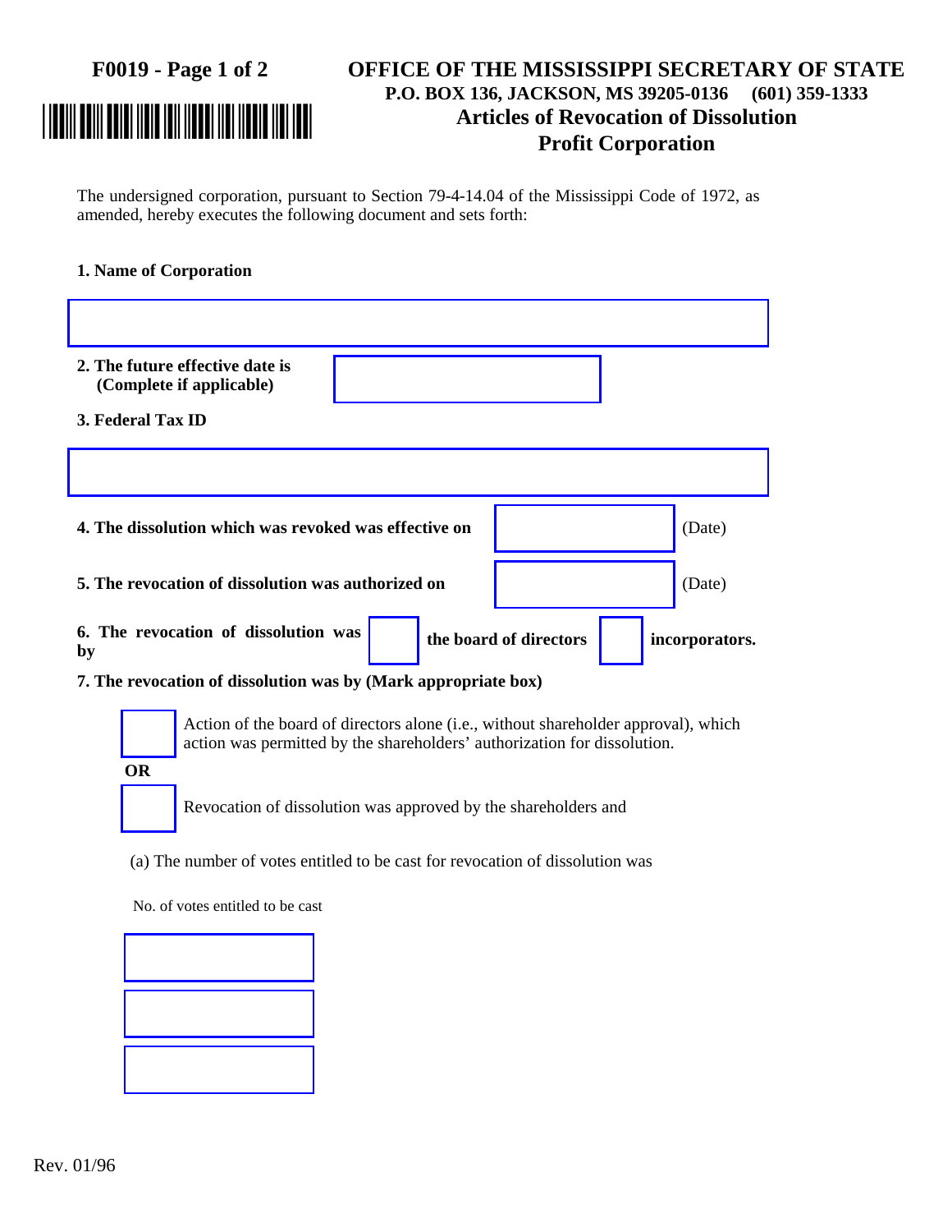**F0019**

# OFFICE OF THE MISSISSIPPI SECRETARY OF STATE

**P.O. BOX 136, JACKSON, MS 39205-0136 (601) 359-1333**

## Articles of Revocation of Dissolution
## Profit Corporation

The undersigned corporation, pursuant to Section 79-4-14.04 of the Mississippi Code of 1972, as amended, hereby executes the following document and sets forth:

**1. Name of Corporation**

**2. The future effective date is (Complete if applicable)**

**3. Federal Tax ID**

**4. The dissolution which was revoked was effective on** (Date)

**5. The revocation of dissolution was authorized on** (Date)

**6. The revocation of dissolution was by** ☐ **the board of directors** ☐ **incorporators.**

**7. The revocation of dissolution was by (Mark appropriate box)**

☐ Action of the board of directors alone (i.e., without shareholder approval), which action was permitted by the shareholders' authorization for dissolution.

**OR**

☐ Revocation of dissolution was approved by the shareholders and

(a) The number of votes entitled to be cast for revocation of dissolution was

No. of votes entitled to be cast

Rev. 01/96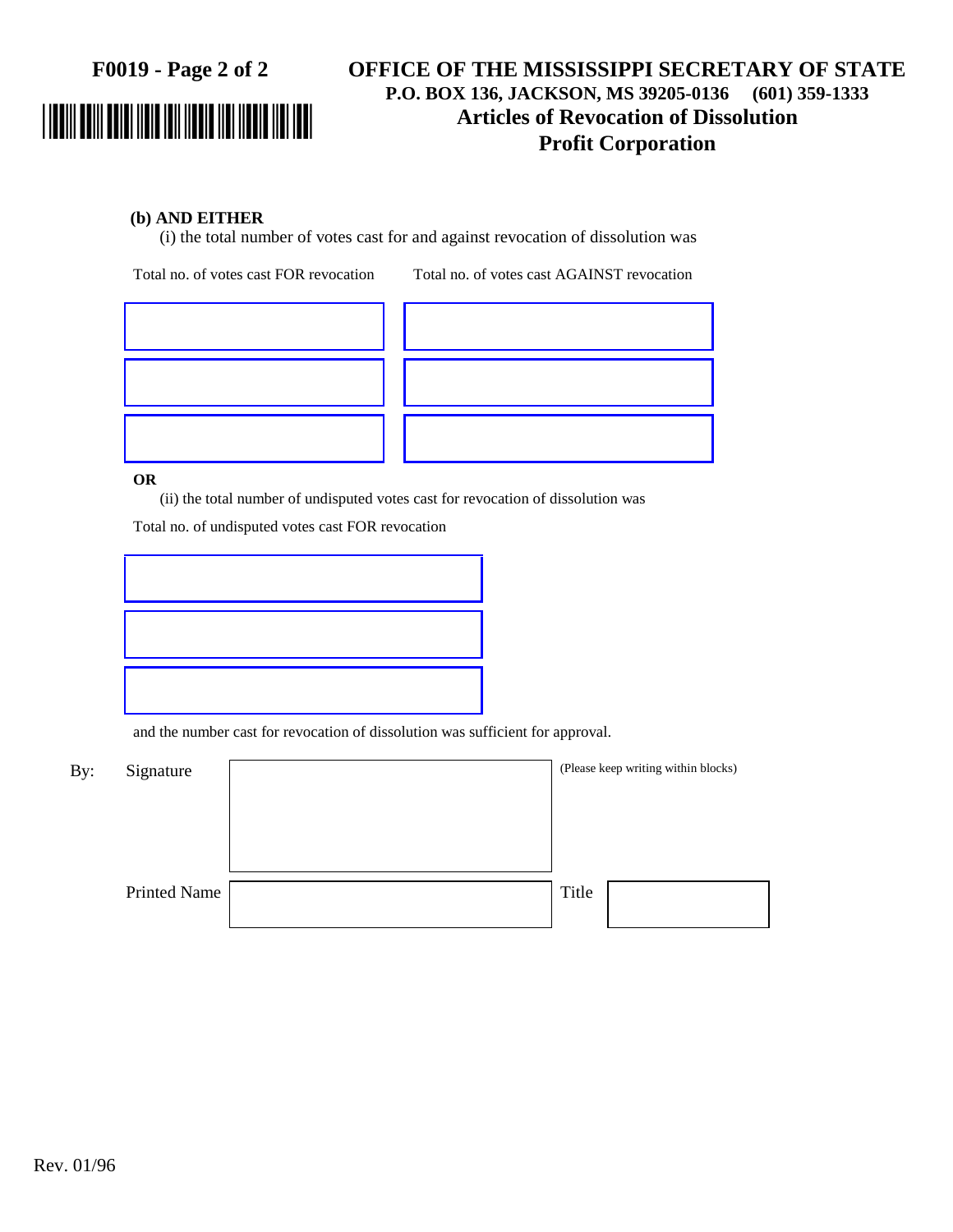# OFFICE OF THE MISSISSIPPI SECRETARY OF STATE

**P.O. BOX 136, JACKSON, MS 39205-0136 (601) 359-1333**

## Articles of Revocation of Dissolution
## Profit Corporation

**F0019 - Page 2 of 2**

**(b) AND EITHER**

(i) the total number of votes cast for and against revocation of dissolution was

| Total no. of votes cast FOR revocation | Total no. of votes cast AGAINST revocation |
|---|---|
| | |
| | |
| | |

**OR**

(ii) the total number of undisputed votes cast for revocation of dissolution was

| Total no. of undisputed votes cast FOR revocation |
|---|
| |
| |
| |

and the number cast for revocation of dissolution was sufficient for approval.

By: Signature ______________________ (Please keep writing within blocks)

Printed Name ______________________ Title ____________

Rev. 01/96